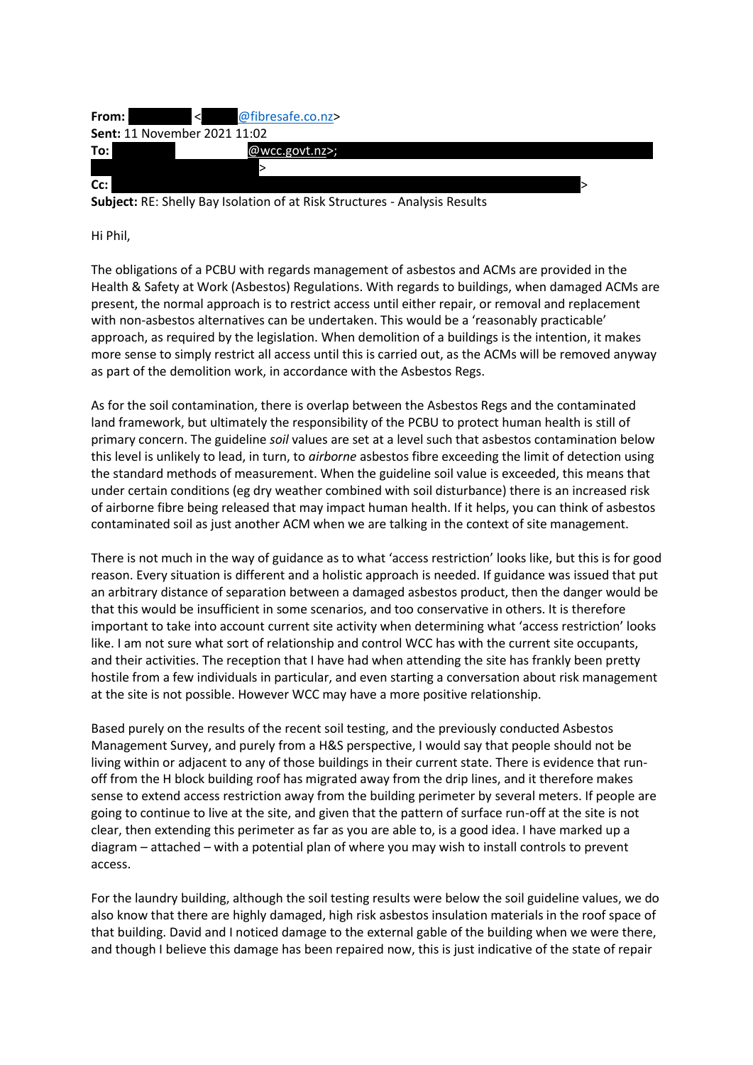**From:** < @fibresafe.co.nz>
**Sent:** 11 November 2021 11:02
**To:** @wcc.govt.nz>;
>
**Cc:** >
**Subject:** RE: Shelly Bay Isolation of at Risk Structures - Analysis Results

Hi Phil,

The obligations of a PCBU with regards management of asbestos and ACMs are provided in the Health & Safety at Work (Asbestos) Regulations. With regards to buildings, when damaged ACMs are present, the normal approach is to restrict access until either repair, or removal and replacement with non-asbestos alternatives can be undertaken. This would be a 'reasonably practicable' approach, as required by the legislation. When demolition of a buildings is the intention, it makes more sense to simply restrict all access until this is carried out, as the ACMs will be removed anyway as part of the demolition work, in accordance with the Asbestos Regs.

As for the soil contamination, there is overlap between the Asbestos Regs and the contaminated land framework, but ultimately the responsibility of the PCBU to protect human health is still of primary concern. The guideline *soil* values are set at a level such that asbestos contamination below this level is unlikely to lead, in turn, to *airborne* asbestos fibre exceeding the limit of detection using the standard methods of measurement. When the guideline soil value is exceeded, this means that under certain conditions (eg dry weather combined with soil disturbance) there is an increased risk of airborne fibre being released that may impact human health. If it helps, you can think of asbestos contaminated soil as just another ACM when we are talking in the context of site management.

There is not much in the way of guidance as to what 'access restriction' looks like, but this is for good reason. Every situation is different and a holistic approach is needed. If guidance was issued that put an arbitrary distance of separation between a damaged asbestos product, then the danger would be that this would be insufficient in some scenarios, and too conservative in others. It is therefore important to take into account current site activity when determining what 'access restriction' looks like. I am not sure what sort of relationship and control WCC has with the current site occupants, and their activities. The reception that I have had when attending the site has frankly been pretty hostile from a few individuals in particular, and even starting a conversation about risk management at the site is not possible. However WCC may have a more positive relationship.

Based purely on the results of the recent soil testing, and the previously conducted Asbestos Management Survey, and purely from a H&S perspective, I would say that people should not be living within or adjacent to any of those buildings in their current state. There is evidence that run-off from the H block building roof has migrated away from the drip lines, and it therefore makes sense to extend access restriction away from the building perimeter by several meters. If people are going to continue to live at the site, and given that the pattern of surface run-off at the site is not clear, then extending this perimeter as far as you are able to, is a good idea. I have marked up a diagram – attached – with a potential plan of where you may wish to install controls to prevent access.

For the laundry building, although the soil testing results were below the soil guideline values, we do also know that there are highly damaged, high risk asbestos insulation materials in the roof space of that building. David and I noticed damage to the external gable of the building when we were there, and though I believe this damage has been repaired now, this is just indicative of the state of repair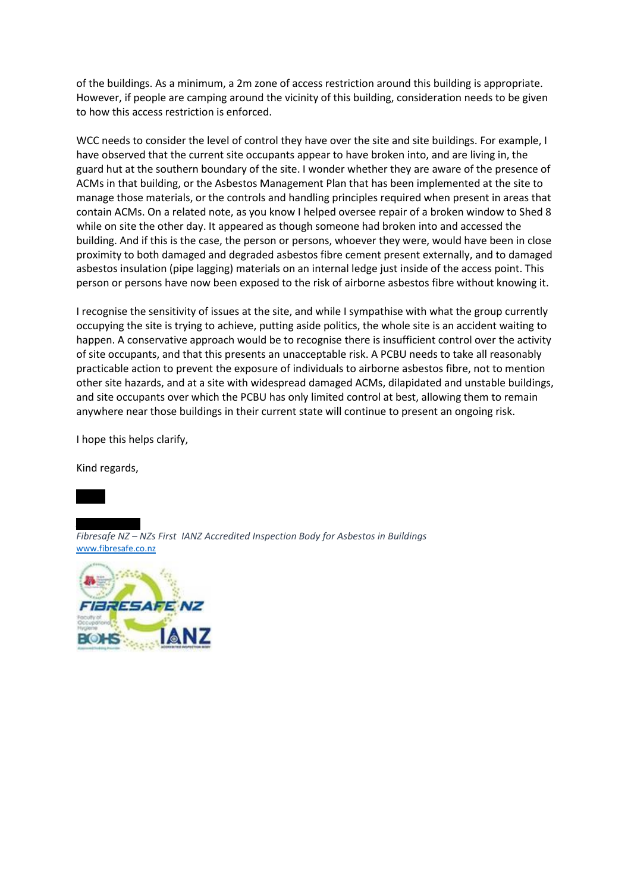of the buildings. As a minimum, a 2m zone of access restriction around this building is appropriate. However, if people are camping around the vicinity of this building, consideration needs to be given to how this access restriction is enforced.

WCC needs to consider the level of control they have over the site and site buildings. For example, I have observed that the current site occupants appear to have broken into, and are living in, the guard hut at the southern boundary of the site. I wonder whether they are aware of the presence of ACMs in that building, or the Asbestos Management Plan that has been implemented at the site to manage those materials, or the controls and handling principles required when present in areas that contain ACMs. On a related note, as you know I helped oversee repair of a broken window to Shed 8 while on site the other day. It appeared as though someone had broken into and accessed the building. And if this is the case, the person or persons, whoever they were, would have been in close proximity to both damaged and degraded asbestos fibre cement present externally, and to damaged asbestos insulation (pipe lagging) materials on an internal ledge just inside of the access point. This person or persons have now been exposed to the risk of airborne asbestos fibre without knowing it.

I recognise the sensitivity of issues at the site, and while I sympathise with what the group currently occupying the site is trying to achieve, putting aside politics, the whole site is an accident waiting to happen. A conservative approach would be to recognise there is insufficient control over the activity of site occupants, and that this presents an unacceptable risk. A PCBU needs to take all reasonably practicable action to prevent the exposure of individuals to airborne asbestos fibre, not to mention other site hazards, and at a site with widespread damaged ACMs, dilapidated and unstable buildings, and site occupants over which the PCBU has only limited control at best, allowing them to remain anywhere near those buildings in their current state will continue to present an ongoing risk.

I hope this helps clarify,

Kind regards,

*Fibresafe NZ – NZs First IANZ Accredited Inspection Body for Asbestos in Buildings*
www.fibresafe.co.nz